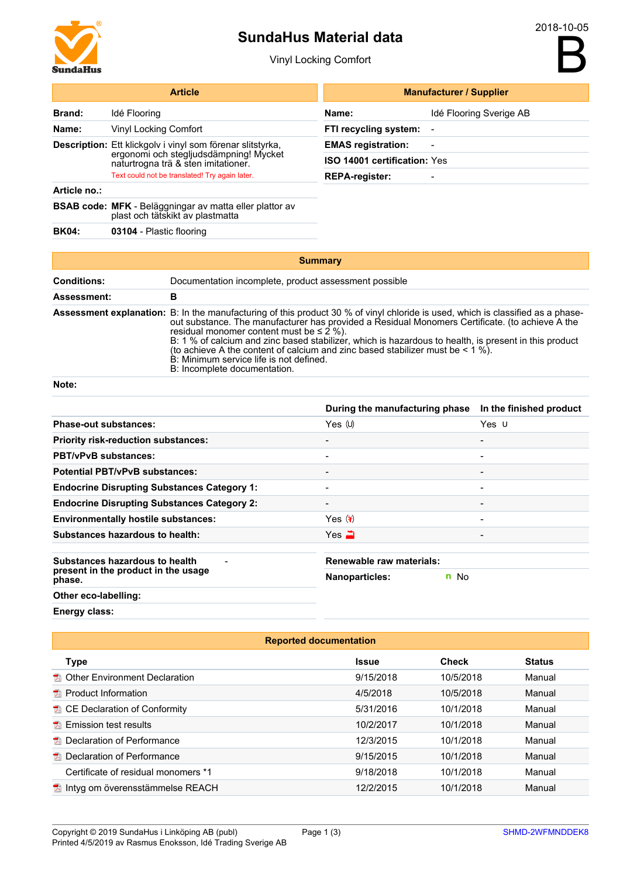# SundaHus Material data

Vinyl Locking Comfort

2018-10-05

**B**

| Article | |
|---|---|
| **Brand:** | Idé Flooring |
| **Name:** | Vinyl Locking Comfort |
| **Description:** | Ett klickgolv i vinyl som förenar slitstyrka, ergonomi och stegljudsdämpning! Mycket naturtrogna trä & sten imitationer. Text could not be translated! Try again later. |
| **Article no.:** | |
| **BSAB code:** | **MFK** - Beläggningar av matta eller plattor av plast och tätskikt av plastmatta |
| **BK04:** | **03104** - Plastic flooring |

| Manufacturer / Supplier | |
|---|---|
| **Name:** | Idé Flooring Sverige AB |
| **FTI recycling system:** | - |
| **EMAS registration:** | - |
| **ISO 14001 certification:** | Yes |
| **REPA-register:** | - |

## Summary

| | |
|---|---|
| **Conditions:** | Documentation incomplete, product assessment possible |
| **Assessment:** | **B** |
| **Assessment explanation:** | B: In the manufacturing of this product 30 % of vinyl chloride is used, which is classified as a phase-out substance. The manufacturer has provided a Residual Monomers Certificate. (to achieve A the residual monomer content must be ≤ 2 %). B: 1 % of calcium and zinc based stabilizer, which is hazardous to health, is present in this product (to achieve A the content of calcium and zinc based stabilizer must be < 1 %). B: Minimum service life is not defined. B: Incomplete documentation. |
| **Note:** | |

| | During the manufacturing phase | In the finished product |
|---|---|---|
| **Phase-out substances:** | Yes (U) | Yes U |
| **Priority risk-reduction substances:** | - | - |
| **PBT/vPvB substances:** | - | - |
| **Potential PBT/vPvB substances:** | - | - |
| **Endocrine Disrupting Substances Category 1:** | - | - |
| **Endocrine Disrupting Substances Category 2:** | - | - |
| **Environmentally hostile substances:** | Yes | - |
| **Substances hazardous to health:** | Yes | - |

| | |
|---|---|
| **Substances hazardous to health present in the product in the usage phase.** | - |
| **Other eco-labelling:** | |
| **Energy class:** | |

| | |
|---|---|
| **Renewable raw materials:** | |
| **Nanoparticles:** | n No |

## Reported documentation

| Type | Issue | Check | Status |
|---|---|---|---|
| Other Environment Declaration | 9/15/2018 | 10/5/2018 | Manual |
| Product Information | 4/5/2018 | 10/5/2018 | Manual |
| CE Declaration of Conformity | 5/31/2016 | 10/1/2018 | Manual |
| Emission test results | 10/2/2017 | 10/1/2018 | Manual |
| Declaration of Performance | 12/3/2015 | 10/1/2018 | Manual |
| Declaration of Performance | 9/15/2015 | 10/1/2018 | Manual |
| Certificate of residual monomers *1 | 9/18/2018 | 10/1/2018 | Manual |
| Intyg om överensstämmelse REACH | 12/2/2015 | 10/1/2018 | Manual |

Copyright © 2019 SundaHus i Linköping AB (publ)
Printed 4/5/2019 av Rasmus Enoksson, Idé Trading Sverige AB

SHMD-2WFMNDDEK8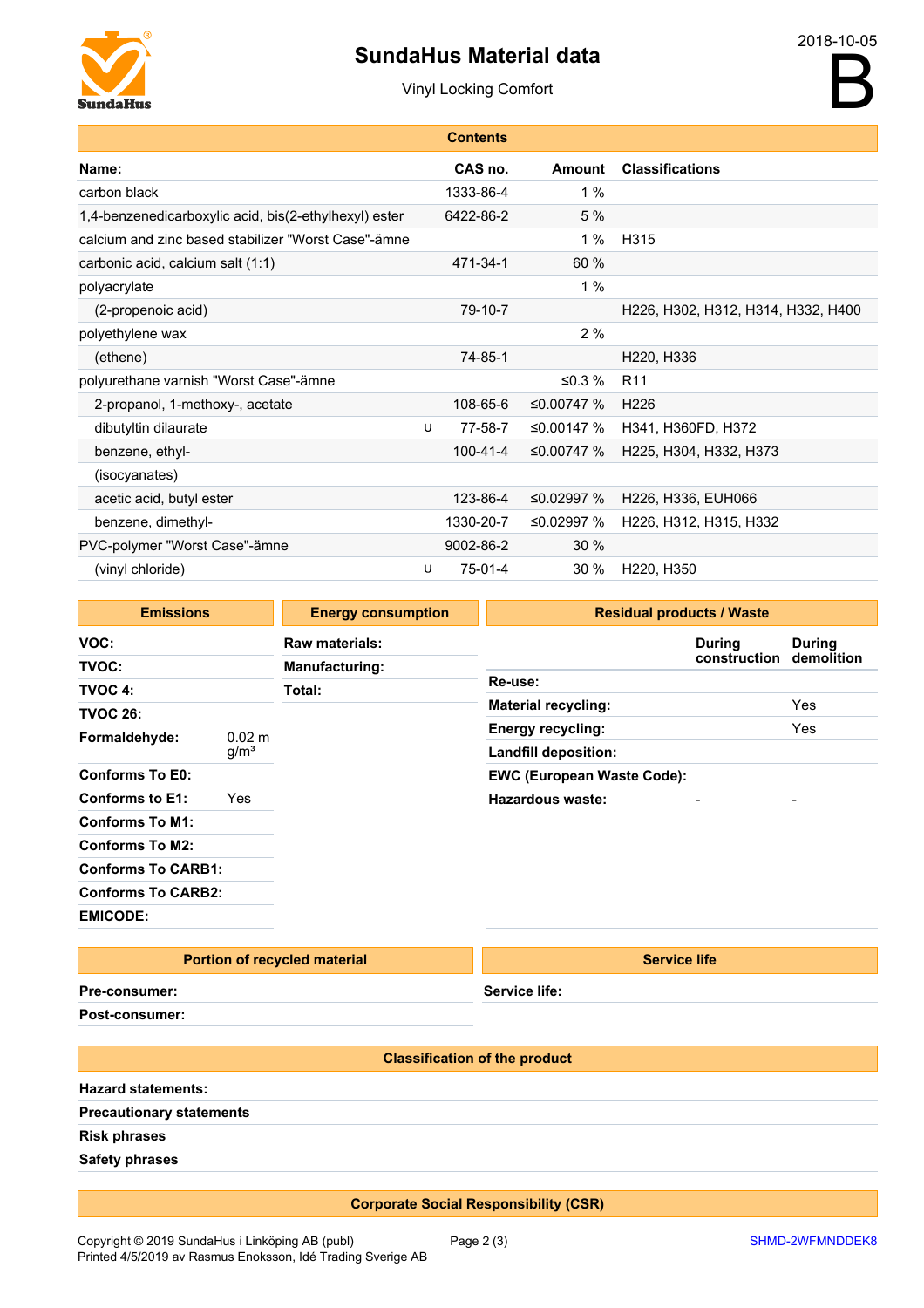# SundaHus Material data

Vinyl Locking Comfort

2018-10-05

B

## Contents

| Name: | | CAS no. | Amount | Classifications |
|---|---|---|---|---|
| carbon black | | 1333-86-4 | 1 % | |
| 1,4-benzenedicarboxylic acid, bis(2-ethylhexyl) ester | | 6422-86-2 | 5 % | |
| calcium and zinc based stabilizer "Worst Case"-ämne | | | 1 % | H315 |
| carbonic acid, calcium salt (1:1) | | 471-34-1 | 60 % | |
| polyacrylate | | | 1 % | |
| (2-propenoic acid) | | 79-10-7 | | H226, H302, H312, H314, H332, H400 |
| polyethylene wax | | | 2 % | |
| (ethene) | | 74-85-1 | | H220, H336 |
| polyurethane varnish "Worst Case"-ämne | | | ≤0.3 % | R11 |
| 2-propanol, 1-methoxy-, acetate | | 108-65-6 | ≤0.00747 % | H226 |
| dibutyltin dilaurate | U | 77-58-7 | ≤0.00147 % | H341, H360FD, H372 |
| benzene, ethyl- | | 100-41-4 | ≤0.00747 % | H225, H304, H332, H373 |
| (isocyanates) | | | | |
| acetic acid, butyl ester | | 123-86-4 | ≤0.02997 % | H226, H336, EUH066 |
| benzene, dimethyl- | | 1330-20-7 | ≤0.02997 % | H226, H312, H315, H332 |
| PVC-polymer "Worst Case"-ämne | | 9002-86-2 | 30 % | |
| (vinyl chloride) | U | 75-01-4 | 30 % | H220, H350 |

## Emissions

| | |
|---|---|
| **VOC:** | |
| **TVOC:** | |
| **TVOC 4:** | |
| **TVOC 26:** | |
| **Formaldehyde:** | 0.02 mg/m³ |
| **Conforms To E0:** | |
| **Conforms to E1:** | Yes |
| **Conforms To M1:** | |
| **Conforms To M2:** | |
| **Conforms To CARB1:** | |
| **Conforms To CARB2:** | |
| **EMICODE:** | |

## Energy consumption

| | |
|---|---|
| **Raw materials:** | |
| **Manufacturing:** | |
| **Total:** | |

## Residual products / Waste

| | During construction | During demolition |
|---|---|---|
| **Re-use:** | | |
| **Material recycling:** | | Yes |
| **Energy recycling:** | | Yes |
| **Landfill deposition:** | | |
| **EWC (European Waste Code):** | | |
| **Hazardous waste:** | - | - |

## Portion of recycled material

| | |
|---|---|
| **Pre-consumer:** | |
| **Post-consumer:** | |

## Service life

| | |
|---|---|
| **Service life:** | |

## Classification of the product

| | |
|---|---|
| **Hazard statements:** | |
| **Precautionary statements** | |
| **Risk phrases** | |
| **Safety phrases** | |

## Corporate Social Responsibility (CSR)

Copyright © 2019 SundaHus i Linköping AB (publ)
Printed 4/5/2019 av Rasmus Enoksson, Idé Trading Sverige AB

SHMD-2WFMNDDEK8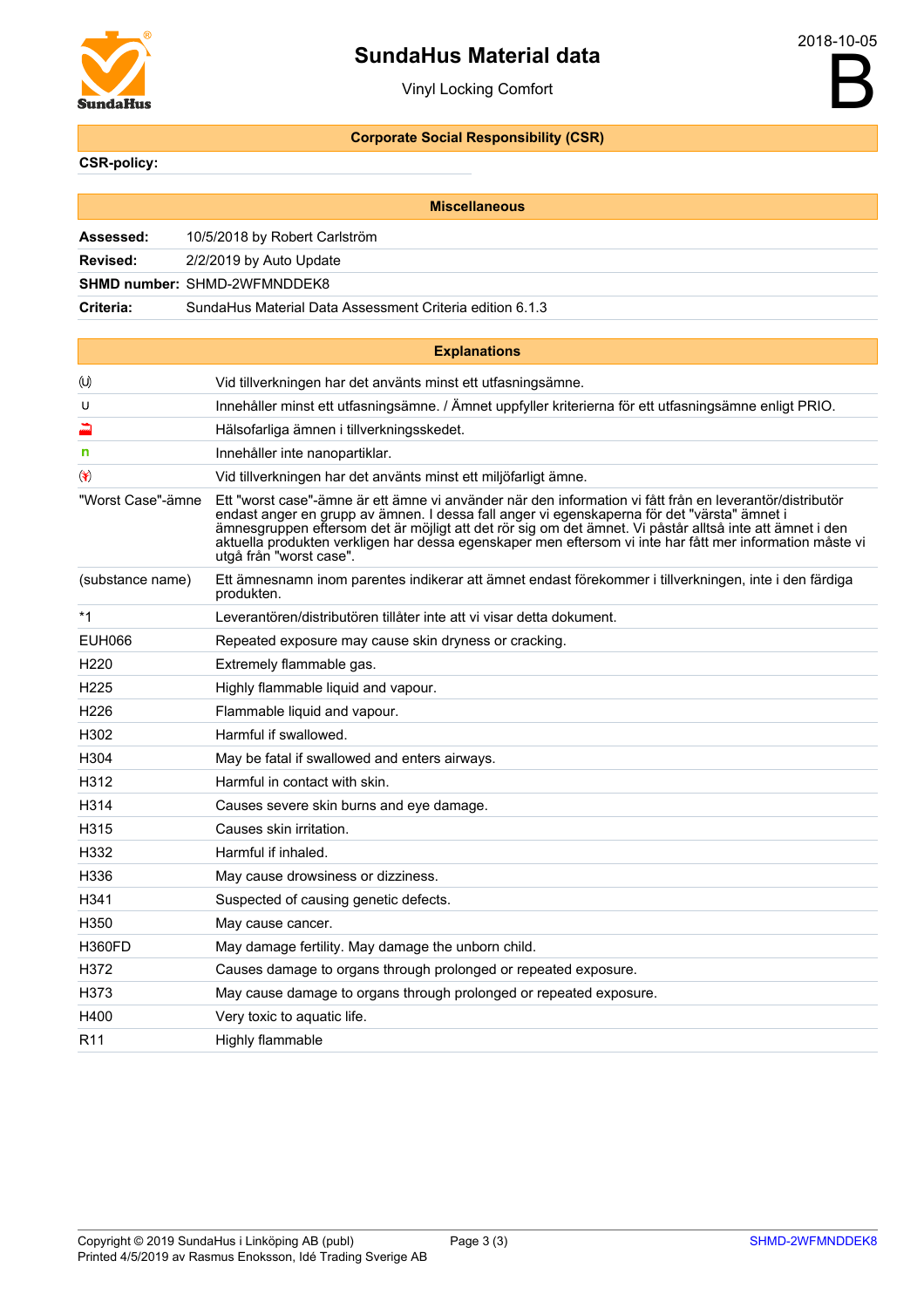# SundaHus Material data

Vinyl Locking Comfort

2018-10-05

B

## Corporate Social Responsibility (CSR)

**CSR-policy:**

## Miscellaneous

| | |
|---|---|
| **Assessed:** | 10/5/2018 by Robert Carlström |
| **Revised:** | 2/2/2019 by Auto Update |
| **SHMD number:** | SHMD-2WFMNDDEK8 |
| **Criteria:** | SundaHus Material Data Assessment Criteria edition 6.1.3 |

## Explanations

| | |
|---|---|
| (U) | Vid tillverkningen har det använts minst ett utfasningsämne. |
| U | Innehåller minst ett utfasningsämne. / Ämnet uppfyller kriterierna för ett utfasningsämne enligt PRIO. |
| | Hälsofarliga ämnen i tillverkningsskedet. |
| n | Innehåller inte nanopartiklar. |
| | Vid tillverkningen har det använts minst ett miljöfarligt ämne. |
| "Worst Case"-ämne | Ett "worst case"-ämne är ett ämne vi använder när den information vi fått från en leverantör/distributör endast anger en grupp av ämnen. I dessa fall anger vi egenskaperna för det "värsta" ämnet i ämnesgruppen eftersom det är möjligt att det rör sig om det ämnet. Vi påstår alltså inte att ämnet i den aktuella produkten verkligen har dessa egenskaper men eftersom vi inte har fått mer information måste vi utgå från "worst case". |
| (substance name) | Ett ämnesnamn inom parentes indikerar att ämnet endast förekommer i tillverkningen, inte i den färdiga produkten. |
| *1 | Leverantören/distributören tillåter inte att vi visar detta dokument. |
| EUH066 | Repeated exposure may cause skin dryness or cracking. |
| H220 | Extremely flammable gas. |
| H225 | Highly flammable liquid and vapour. |
| H226 | Flammable liquid and vapour. |
| H302 | Harmful if swallowed. |
| H304 | May be fatal if swallowed and enters airways. |
| H312 | Harmful in contact with skin. |
| H314 | Causes severe skin burns and eye damage. |
| H315 | Causes skin irritation. |
| H332 | Harmful if inhaled. |
| H336 | May cause drowsiness or dizziness. |
| H341 | Suspected of causing genetic defects. |
| H350 | May cause cancer. |
| H360FD | May damage fertility. May damage the unborn child. |
| H372 | Causes damage to organs through prolonged or repeated exposure. |
| H373 | May cause damage to organs through prolonged or repeated exposure. |
| H400 | Very toxic to aquatic life. |
| R11 | Highly flammable |

Copyright © 2019 SundaHus i Linköping AB (publ)
Printed 4/5/2019 av Rasmus Enoksson, Idé Trading Sverige AB